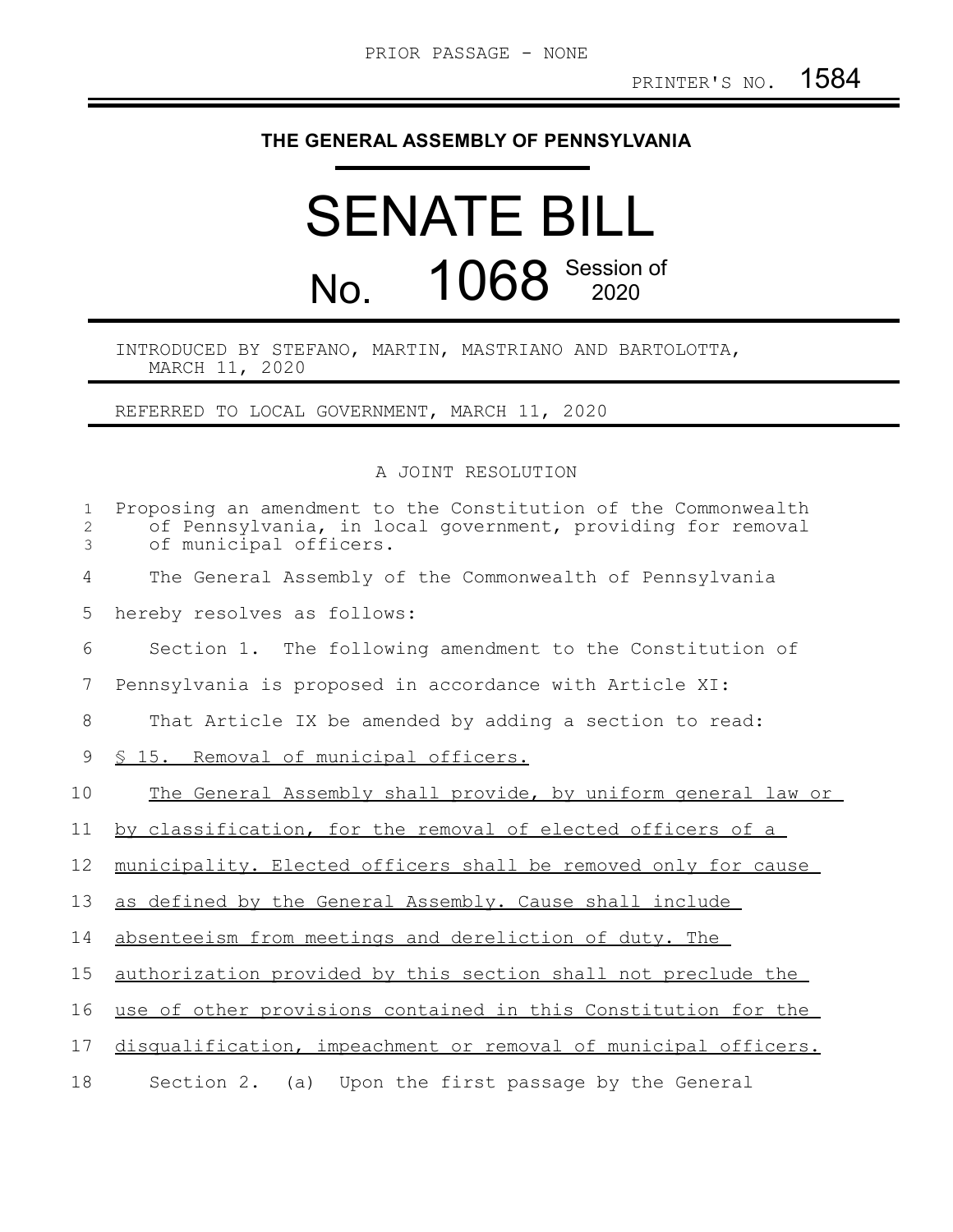PRIOR PASSAGE - NONE

PRINTER'S NO. 1584

**THE GENERAL ASSEMBLY OF PENNSYLVANIA**

# SENATE BILL

# No. 1068 Session of 2020

INTRODUCED BY STEFANO, MARTIN, MASTRIANO AND BARTOLOTTA, MARCH 11, 2020

REFERRED TO LOCAL GOVERNMENT, MARCH 11, 2020

A JOINT RESOLUTION

Proposing an amendment to the Constitution of the Commonwealth of Pennsylvania, in local government, providing for removal of municipal officers.

The General Assembly of the Commonwealth of Pennsylvania hereby resolves as follows:

Section 1. The following amendment to the Constitution of Pennsylvania is proposed in accordance with Article XI:

That Article IX be amended by adding a section to read:

<u>§ 15. Removal of municipal officers.</u>

<u>The General Assembly shall provide, by uniform general law or by classification, for the removal of elected officers of a municipality. Elected officers shall be removed only for cause as defined by the General Assembly. Cause shall include absenteeism from meetings and dereliction of duty. The authorization provided by this section shall not preclude the use of other provisions contained in this Constitution for the disqualification, impeachment or removal of municipal officers.</u>

Section 2. (a) Upon the first passage by the General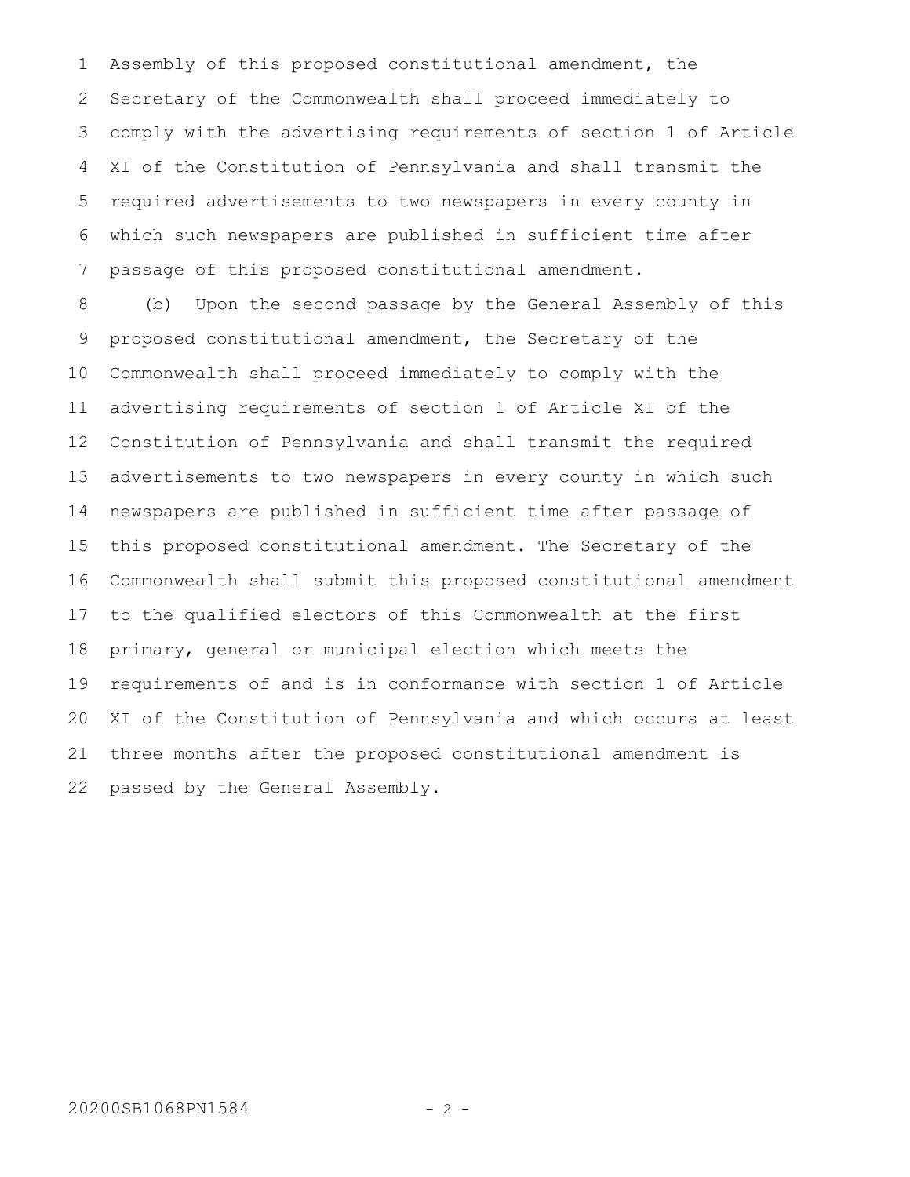Assembly of this proposed constitutional amendment, the Secretary of the Commonwealth shall proceed immediately to comply with the advertising requirements of section 1 of Article XI of the Constitution of Pennsylvania and shall transmit the required advertisements to two newspapers in every county in which such newspapers are published in sufficient time after passage of this proposed constitutional amendment.

(b) Upon the second passage by the General Assembly of this proposed constitutional amendment, the Secretary of the Commonwealth shall proceed immediately to comply with the advertising requirements of section 1 of Article XI of the Constitution of Pennsylvania and shall transmit the required advertisements to two newspapers in every county in which such newspapers are published in sufficient time after passage of this proposed constitutional amendment. The Secretary of the Commonwealth shall submit this proposed constitutional amendment to the qualified electors of this Commonwealth at the first primary, general or municipal election which meets the requirements of and is in conformance with section 1 of Article XI of the Constitution of Pennsylvania and which occurs at least three months after the proposed constitutional amendment is passed by the General Assembly.